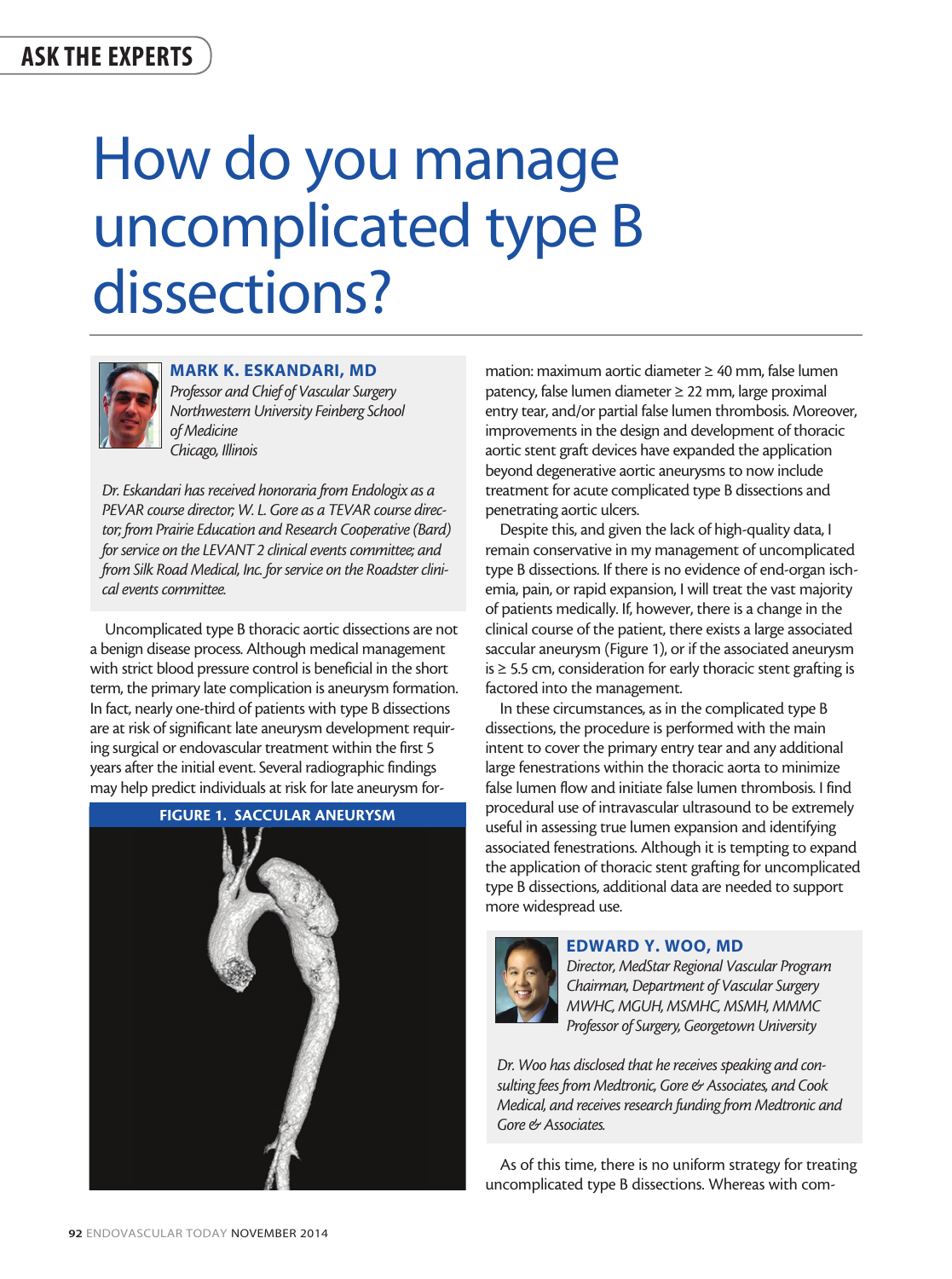ASK THE EXPERTS

# How do you manage uncomplicated type B dissections?

## MARK K. ESKANDARI, MD

*Professor and Chief of Vascular Surgery*
*Northwestern University Feinberg School of Medicine*
*Chicago, Illinois*

*Dr. Eskandari has received honoraria from Endologix as a PEVAR course director; W. L. Gore as a TEVAR course director; from Prairie Education and Research Cooperative (Bard) for service on the LEVANT 2 clinical events committee; and from Silk Road Medical, Inc. for service on the Roadster clinical events committee.*

Uncomplicated type B thoracic aortic dissections are not a benign disease process. Although medical management with strict blood pressure control is beneficial in the short term, the primary late complication is aneurysm formation. In fact, nearly one-third of patients with type B dissections are at risk of significant late aneurysm development requiring surgical or endovascular treatment within the first 5 years after the initial event. Several radiographic findings may help predict individuals at risk for late aneurysm formation: maximum aortic diameter ≥ 40 mm, false lumen patency, false lumen diameter ≥ 22 mm, large proximal entry tear, and/or partial false lumen thrombosis. Moreover, improvements in the design and development of thoracic aortic stent graft devices have expanded the application beyond degenerative aortic aneurysms to now include treatment for acute complicated type B dissections and penetrating aortic ulcers.

**FIGURE 1. SACCULAR ANEURYSM**

Despite this, and given the lack of high-quality data, I remain conservative in my management of uncomplicated type B dissections. If there is no evidence of end-organ ischemia, pain, or rapid expansion, I will treat the vast majority of patients medically. If, however, there is a change in the clinical course of the patient, there exists a large associated saccular aneurysm (Figure 1), or if the associated aneurysm is ≥ 5.5 cm, consideration for early thoracic stent grafting is factored into the management.

In these circumstances, as in the complicated type B dissections, the procedure is performed with the main intent to cover the primary entry tear and any additional large fenestrations within the thoracic aorta to minimize false lumen flow and initiate false lumen thrombosis. I find procedural use of intravascular ultrasound to be extremely useful in assessing true lumen expansion and identifying associated fenestrations. Although it is tempting to expand the application of thoracic stent grafting for uncomplicated type B dissections, additional data are needed to support more widespread use.

## EDWARD Y. WOO, MD

*Director, MedStar Regional Vascular Program*
*Chairman, Department of Vascular Surgery*
*MWHC, MGUH, MSMHC, MSMH, MMMC*
*Professor of Surgery, Georgetown University*

*Dr. Woo has disclosed that he receives speaking and consulting fees from Medtronic, Gore & Associates, and Cook Medical, and receives research funding from Medtronic and Gore & Associates.*

As of this time, there is no uniform strategy for treating uncomplicated type B dissections. Whereas with com-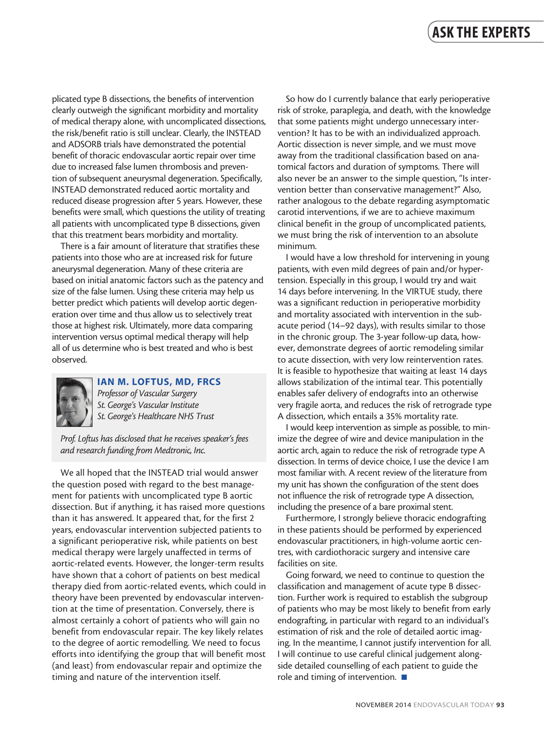plicated type B dissections, the benefits of intervention clearly outweigh the significant morbidity and mortality of medical therapy alone, with uncomplicated dissections, the risk/benefit ratio is still unclear. Clearly, the INSTEAD and ADSORB trials have demonstrated the potential benefit of thoracic endovascular aortic repair over time due to increased false lumen thrombosis and prevention of subsequent aneurysmal degeneration. Specifically, INSTEAD demonstrated reduced aortic mortality and reduced disease progression after 5 years. However, these benefits were small, which questions the utility of treating all patients with uncomplicated type B dissections, given that this treatment bears morbidity and mortality.

There is a fair amount of literature that stratifies these patients into those who are at increased risk for future aneurysmal degeneration. Many of these criteria are based on initial anatomic factors such as the patency and size of the false lumen. Using these criteria may help us better predict which patients will develop aortic degeneration over time and thus allow us to selectively treat those at highest risk. Ultimately, more data comparing intervention versus optimal medical therapy will help all of us determine who is best treated and who is best observed.

## IAN M. LOFTUS, MD, FRCS

*Professor of Vascular Surgery*
*St. George's Vascular Institute*
*St. George's Healthcare NHS Trust*

*Prof. Loftus has disclosed that he receives speaker's fees and research funding from Medtronic, Inc.*

We all hoped that the INSTEAD trial would answer the question posed with regard to the best management for patients with uncomplicated type B aortic dissection. But if anything, it has raised more questions than it has answered. It appeared that, for the first 2 years, endovascular intervention subjected patients to a significant perioperative risk, while patients on best medical therapy were largely unaffected in terms of aortic-related events. However, the longer-term results have shown that a cohort of patients on best medical therapy died from aortic-related events, which could in theory have been prevented by endovascular intervention at the time of presentation. Conversely, there is almost certainly a cohort of patients who will gain no benefit from endovascular repair. The key likely relates to the degree of aortic remodelling. We need to focus efforts into identifying the group that will benefit most (and least) from endovascular repair and optimize the timing and nature of the intervention itself.

So how do I currently balance that early perioperative risk of stroke, paraplegia, and death, with the knowledge that some patients might undergo unnecessary intervention? It has to be with an individualized approach. Aortic dissection is never simple, and we must move away from the traditional classification based on anatomical factors and duration of symptoms. There will also never be an answer to the simple question, "Is intervention better than conservative management?" Also, rather analogous to the debate regarding asymptomatic carotid interventions, if we are to achieve maximum clinical benefit in the group of uncomplicated patients, we must bring the risk of intervention to an absolute minimum.

I would have a low threshold for intervening in young patients, with even mild degrees of pain and/or hypertension. Especially in this group, I would try and wait 14 days before intervening. In the VIRTUE study, there was a significant reduction in perioperative morbidity and mortality associated with intervention in the subacute period (14–92 days), with results similar to those in the chronic group. The 3-year follow-up data, however, demonstrate degrees of aortic remodeling similar to acute dissection, with very low reintervention rates. It is feasible to hypothesize that waiting at least 14 days allows stabilization of the intimal tear. This potentially enables safer delivery of endografts into an otherwise very fragile aorta, and reduces the risk of retrograde type A dissection, which entails a 35% mortality rate.

I would keep intervention as simple as possible, to minimize the degree of wire and device manipulation in the aortic arch, again to reduce the risk of retrograde type A dissection. In terms of device choice, I use the device I am most familiar with. A recent review of the literature from my unit has shown the configuration of the stent does not influence the risk of retrograde type A dissection, including the presence of a bare proximal stent.

Furthermore, I strongly believe thoracic endografting in these patients should be performed by experienced endovascular practitioners, in high-volume aortic centres, with cardiothoracic surgery and intensive care facilities on site.

Going forward, we need to continue to question the classification and management of acute type B dissection. Further work is required to establish the subgroup of patients who may be most likely to benefit from early endografting, in particular with regard to an individual's estimation of risk and the role of detailed aortic imaging. In the meantime, I cannot justify intervention for all. I will continue to use careful clinical judgement alongside detailed counselling of each patient to guide the role and timing of intervention. ■